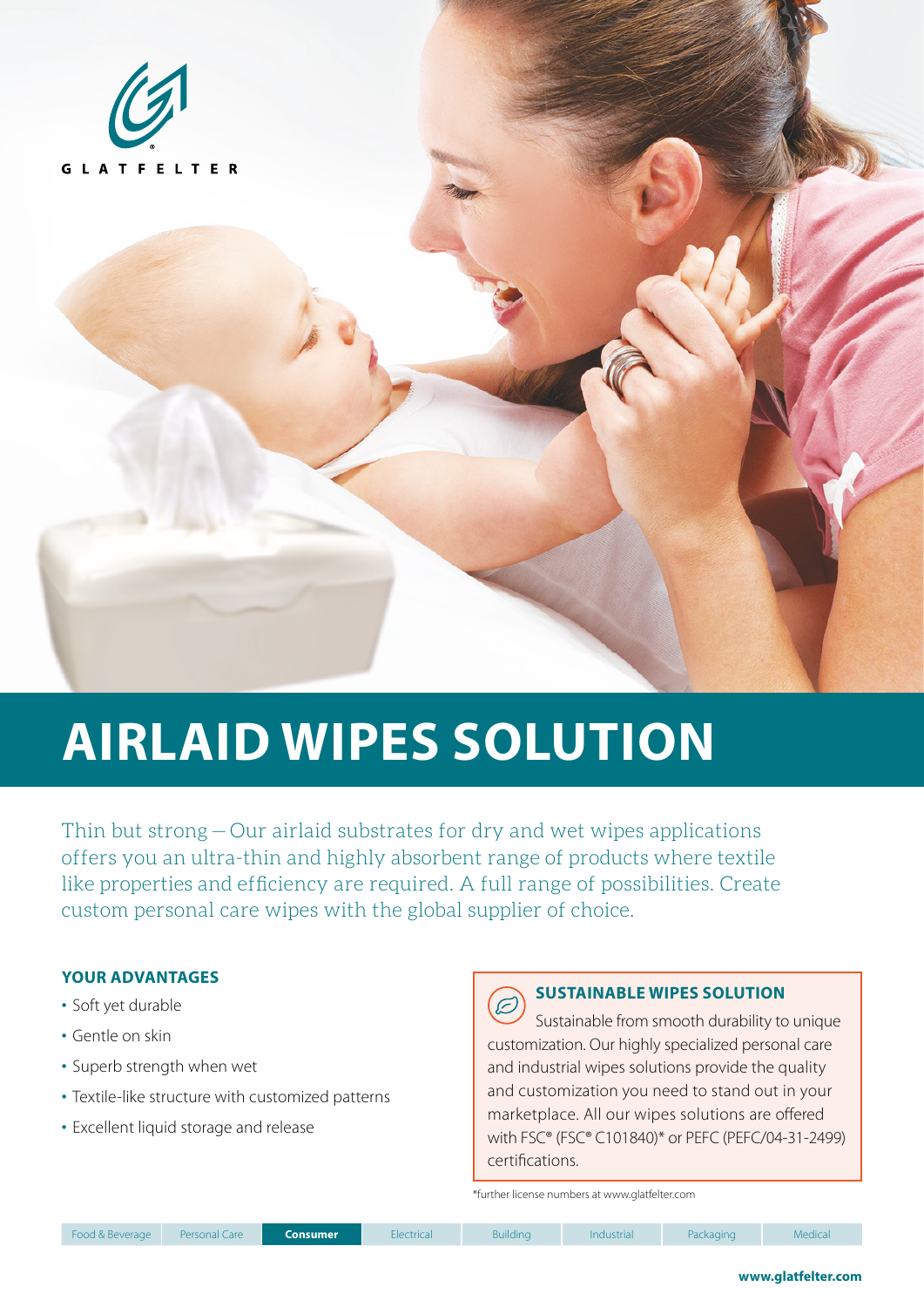GLATFELTER

# AIRLAID WIPES SOLUTION

Thin but strong – Our airlaid substrates for dry and wet wipes applications offers you an ultra-thin and highly absorbent range of products where textile like properties and efficiency are required. A full range of possibilities. Create custom personal care wipes with the global supplier of choice.

## YOUR ADVANTAGES

- Soft yet durable
- Gentle on skin
- Superb strength when wet
- Textile-like structure with customized patterns
- Excellent liquid storage and release

## SUSTAINABLE WIPES SOLUTION

Sustainable from smooth durability to unique customization. Our highly specialized personal care and industrial wipes solutions provide the quality and customization you need to stand out in your marketplace. All our wipes solutions are offered with FSC® (FSC® C101840)* or PEFC (PEFC/04-31-2499) certifications.

*further license numbers at www.glatfelter.com

Food & Beverage | Personal Care | **Consumer** | Electrical | Building | Industrial | Packaging | Medical

**www.glatfelter.com**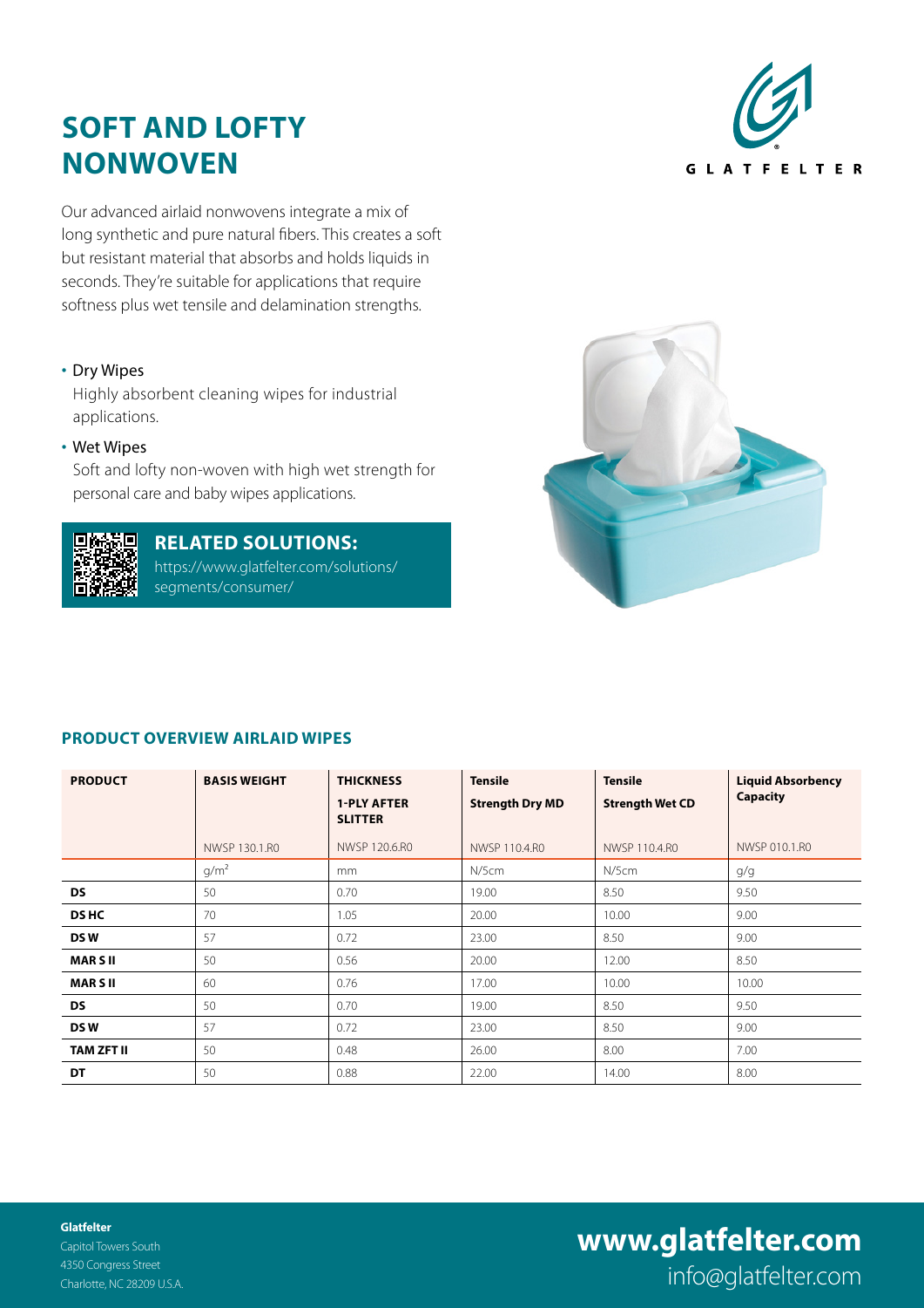# SOFT AND LOFTY NONWOVEN

GLATFELTER

Our advanced airlaid nonwovens integrate a mix of long synthetic and pure natural fibers. This creates a soft but resistant material that absorbs and holds liquids in seconds. They're suitable for applications that require softness plus wet tensile and delamination strengths.

- Dry Wipes
  Highly absorbent cleaning wipes for industrial applications.
- Wet Wipes
  Soft and lofty non-woven with high wet strength for personal care and baby wipes applications.

**RELATED SOLUTIONS:**
https://www.glatfelter.com/solutions/segments/consumer/

## PRODUCT OVERVIEW AIRLAID WIPES

| PRODUCT | BASIS WEIGHT | THICKNESS 1-PLY AFTER SLITTER | Tensile Strength Dry MD | Tensile Strength Wet CD | Liquid Absorbency Capacity |
|---|---|---|---|---|---|
| | NWSP 130.1.R0 | NWSP 120.6.R0 | NWSP 110.4.R0 | NWSP 110.4.R0 | NWSP 010.1.R0 |
| | $g/m^2$ | mm | N/5cm | N/5cm | g/g |
| **DS** | 50 | 0.70 | 19.00 | 8.50 | 9.50 |
| **DS HC** | 70 | 1.05 | 20.00 | 10.00 | 9.00 |
| **DS W** | 57 | 0.72 | 23.00 | 8.50 | 9.00 |
| **MAR S II** | 50 | 0.56 | 20.00 | 12.00 | 8.50 |
| **MAR S II** | 60 | 0.76 | 17.00 | 10.00 | 10.00 |
| **DS** | 50 | 0.70 | 19.00 | 8.50 | 9.50 |
| **DS W** | 57 | 0.72 | 23.00 | 8.50 | 9.00 |
| **TAM ZFT II** | 50 | 0.48 | 26.00 | 8.00 | 7.00 |
| **DT** | 50 | 0.88 | 22.00 | 14.00 | 8.00 |

**Glatfelter**
Capitol Towers South
4350 Congress Street
Charlotte, NC 28209 U.S.A.

**www.glatfelter.com**
info@glatfelter.com